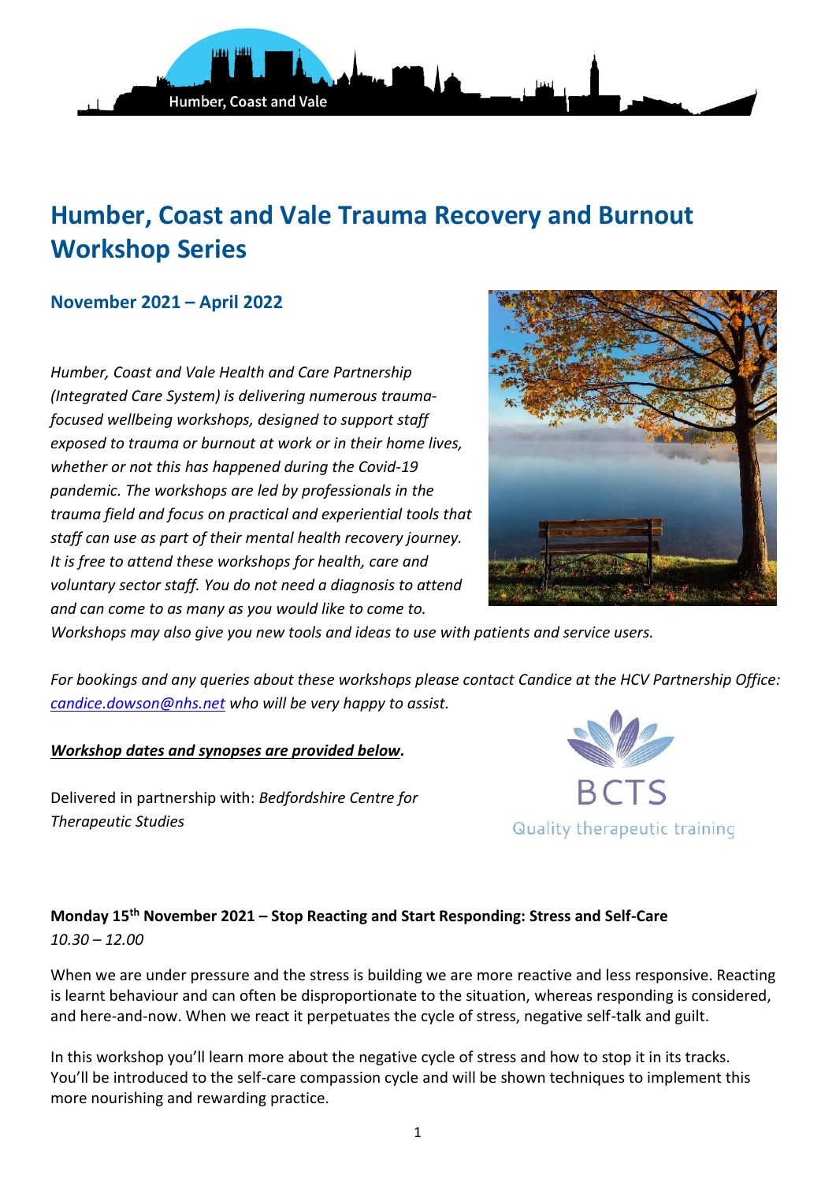# Humber, Coast and Vale Trauma Recovery and Burnout Workshop Series

## November 2021 – April 2022

*Humber, Coast and Vale Health and Care Partnership (Integrated Care System) is delivering numerous trauma-focused wellbeing workshops, designed to support staff exposed to trauma or burnout at work or in their home lives, whether or not this has happened during the Covid-19 pandemic. The workshops are led by professionals in the trauma field and focus on practical and experiential tools that staff can use as part of their mental health recovery journey. It is free to attend these workshops for health, care and voluntary sector staff. You do not need a diagnosis to attend and can come to as many as you would like to come to. Workshops may also give you new tools and ideas to use with patients and service users.*

*For bookings and any queries about these workshops please contact Candice at the HCV Partnership Office: [candice.dowson@nhs.net](mailto:candice.dowson@nhs.net) who will be very happy to assist.*

***Workshop dates and synopses are provided below.***

Delivered in partnership with: *Bedfordshire Centre for Therapeutic Studies*

**Monday 15th November 2021 – Stop Reacting and Start Responding: Stress and Self-Care**
*10.30 – 12.00*

When we are under pressure and the stress is building we are more reactive and less responsive. Reacting is learnt behaviour and can often be disproportionate to the situation, whereas responding is considered, and here-and-now. When we react it perpetuates the cycle of stress, negative self-talk and guilt.

In this workshop you'll learn more about the negative cycle of stress and how to stop it in its tracks. You'll be introduced to the self-care compassion cycle and will be shown techniques to implement this more nourishing and rewarding practice.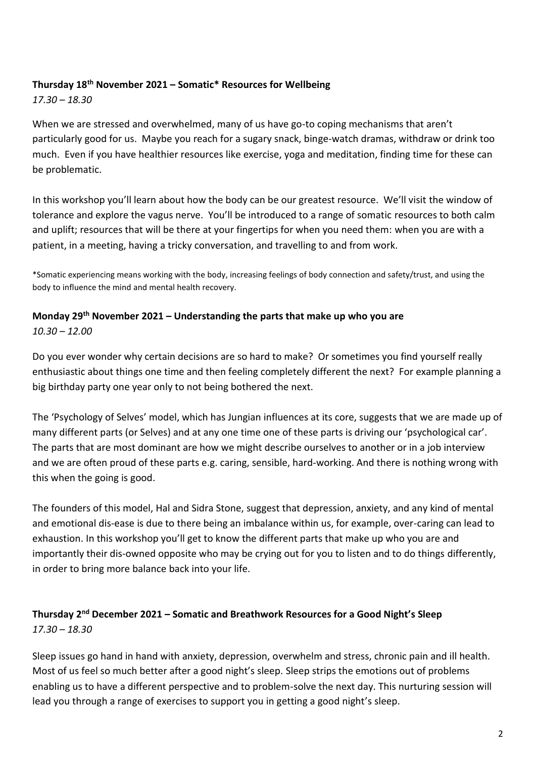**Thursday 18th November 2021 – Somatic* Resources for Wellbeing**
*17.30 – 18.30*

When we are stressed and overwhelmed, many of us have go-to coping mechanisms that aren't particularly good for us. Maybe you reach for a sugary snack, binge-watch dramas, withdraw or drink too much. Even if you have healthier resources like exercise, yoga and meditation, finding time for these can be problematic.

In this workshop you'll learn about how the body can be our greatest resource. We'll visit the window of tolerance and explore the vagus nerve. You'll be introduced to a range of somatic resources to both calm and uplift; resources that will be there at your fingertips for when you need them: when you are with a patient, in a meeting, having a tricky conversation, and travelling to and from work.

*Somatic experiencing means working with the body, increasing feelings of body connection and safety/trust, and using the body to influence the mind and mental health recovery.

**Monday 29th November 2021 – Understanding the parts that make up who you are**
*10.30 – 12.00*

Do you ever wonder why certain decisions are so hard to make? Or sometimes you find yourself really enthusiastic about things one time and then feeling completely different the next? For example planning a big birthday party one year only to not being bothered the next.

The 'Psychology of Selves' model, which has Jungian influences at its core, suggests that we are made up of many different parts (or Selves) and at any one time one of these parts is driving our 'psychological car'. The parts that are most dominant are how we might describe ourselves to another or in a job interview and we are often proud of these parts e.g. caring, sensible, hard-working. And there is nothing wrong with this when the going is good.

The founders of this model, Hal and Sidra Stone, suggest that depression, anxiety, and any kind of mental and emotional dis-ease is due to there being an imbalance within us, for example, over-caring can lead to exhaustion. In this workshop you'll get to know the different parts that make up who you are and importantly their dis-owned opposite who may be crying out for you to listen and to do things differently, in order to bring more balance back into your life.

**Thursday 2nd December 2021 – Somatic and Breathwork Resources for a Good Night's Sleep**
*17.30 – 18.30*

Sleep issues go hand in hand with anxiety, depression, overwhelm and stress, chronic pain and ill health. Most of us feel so much better after a good night's sleep. Sleep strips the emotions out of problems enabling us to have a different perspective and to problem-solve the next day. This nurturing session will lead you through a range of exercises to support you in getting a good night's sleep.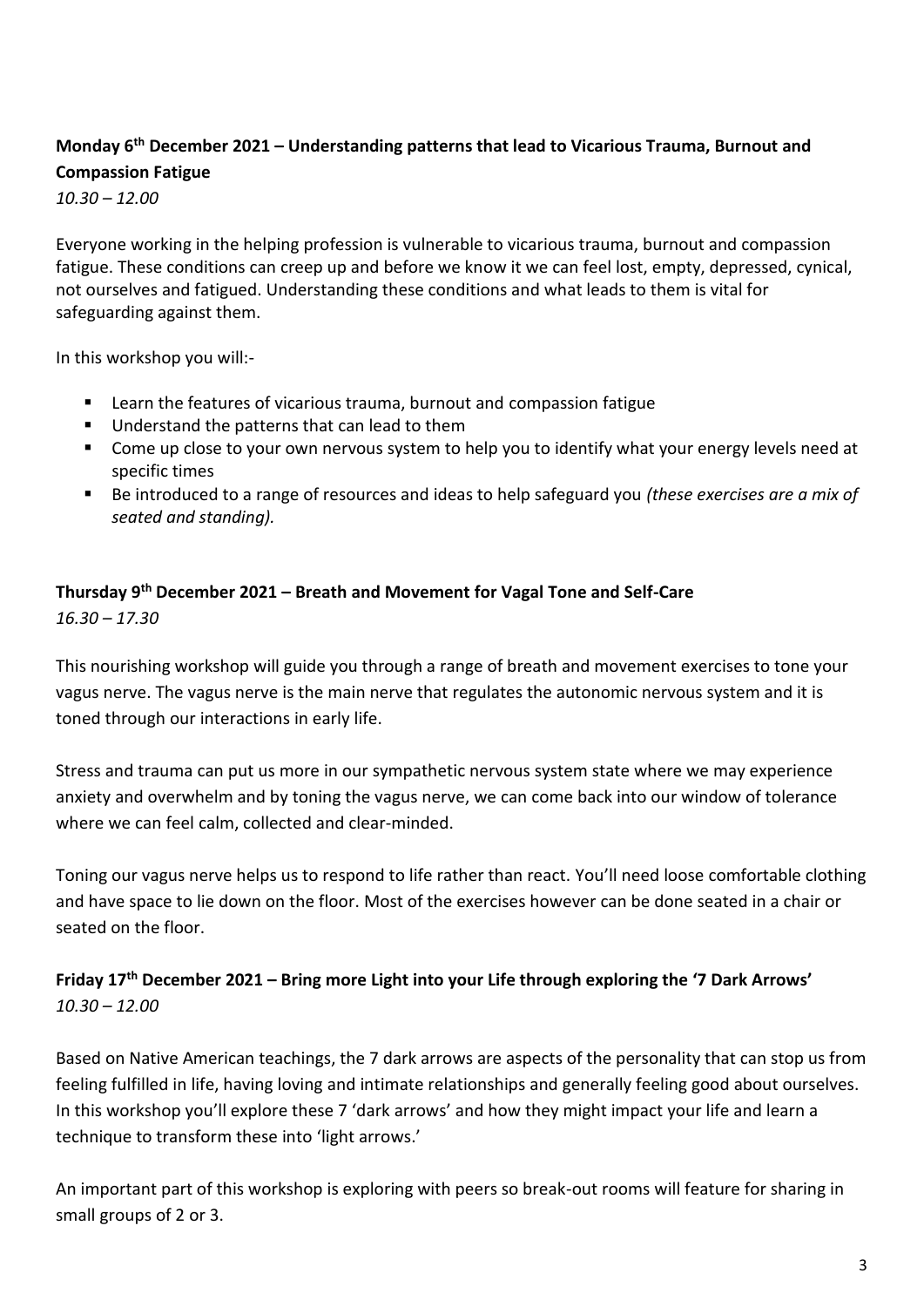**Monday 6th December 2021 – Understanding patterns that lead to Vicarious Trauma, Burnout and Compassion Fatigue**
*10.30 – 12.00*

Everyone working in the helping profession is vulnerable to vicarious trauma, burnout and compassion fatigue. These conditions can creep up and before we know it we can feel lost, empty, depressed, cynical, not ourselves and fatigued. Understanding these conditions and what leads to them is vital for safeguarding against them.

In this workshop you will:-

- Learn the features of vicarious trauma, burnout and compassion fatigue
- Understand the patterns that can lead to them
- Come up close to your own nervous system to help you to identify what your energy levels need at specific times
- Be introduced to a range of resources and ideas to help safeguard you *(these exercises are a mix of seated and standing).*

**Thursday 9th December 2021 – Breath and Movement for Vagal Tone and Self-Care**
*16.30 – 17.30*

This nourishing workshop will guide you through a range of breath and movement exercises to tone your vagus nerve. The vagus nerve is the main nerve that regulates the autonomic nervous system and it is toned through our interactions in early life.

Stress and trauma can put us more in our sympathetic nervous system state where we may experience anxiety and overwhelm and by toning the vagus nerve, we can come back into our window of tolerance where we can feel calm, collected and clear-minded.

Toning our vagus nerve helps us to respond to life rather than react. You'll need loose comfortable clothing and have space to lie down on the floor. Most of the exercises however can be done seated in a chair or seated on the floor.

**Friday 17th December 2021 – Bring more Light into your Life through exploring the '7 Dark Arrows'**
*10.30 – 12.00*

Based on Native American teachings, the 7 dark arrows are aspects of the personality that can stop us from feeling fulfilled in life, having loving and intimate relationships and generally feeling good about ourselves. In this workshop you'll explore these 7 'dark arrows' and how they might impact your life and learn a technique to transform these into 'light arrows.'

An important part of this workshop is exploring with peers so break-out rooms will feature for sharing in small groups of 2 or 3.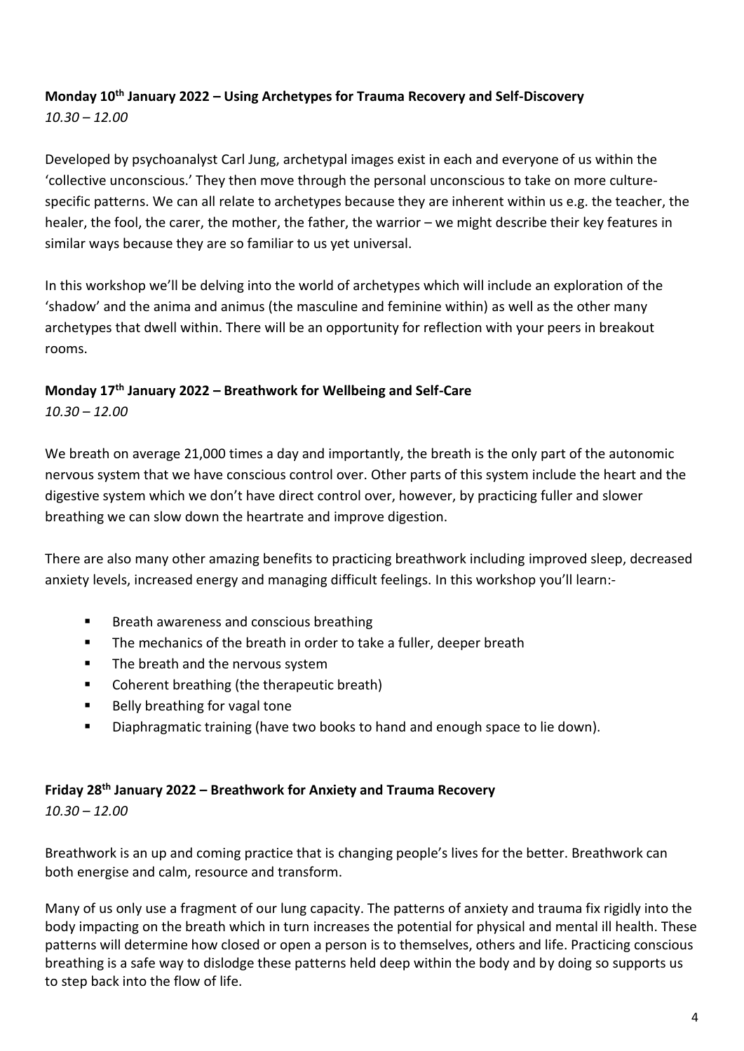**Monday 10th January 2022 – Using Archetypes for Trauma Recovery and Self-Discovery**
*10.30 – 12.00*

Developed by psychoanalyst Carl Jung, archetypal images exist in each and everyone of us within the 'collective unconscious.' They then move through the personal unconscious to take on more culture-specific patterns. We can all relate to archetypes because they are inherent within us e.g. the teacher, the healer, the fool, the carer, the mother, the father, the warrior – we might describe their key features in similar ways because they are so familiar to us yet universal.

In this workshop we'll be delving into the world of archetypes which will include an exploration of the 'shadow' and the anima and animus (the masculine and feminine within) as well as the other many archetypes that dwell within. There will be an opportunity for reflection with your peers in breakout rooms.

**Monday 17th January 2022 – Breathwork for Wellbeing and Self-Care**
*10.30 – 12.00*

We breath on average 21,000 times a day and importantly, the breath is the only part of the autonomic nervous system that we have conscious control over. Other parts of this system include the heart and the digestive system which we don't have direct control over, however, by practicing fuller and slower breathing we can slow down the heartrate and improve digestion.

There are also many other amazing benefits to practicing breathwork including improved sleep, decreased anxiety levels, increased energy and managing difficult feelings. In this workshop you'll learn:-

- Breath awareness and conscious breathing
- The mechanics of the breath in order to take a fuller, deeper breath
- The breath and the nervous system
- Coherent breathing (the therapeutic breath)
- Belly breathing for vagal tone
- Diaphragmatic training (have two books to hand and enough space to lie down).

**Friday 28th January 2022 – Breathwork for Anxiety and Trauma Recovery**
*10.30 – 12.00*

Breathwork is an up and coming practice that is changing people's lives for the better. Breathwork can both energise and calm, resource and transform.

Many of us only use a fragment of our lung capacity. The patterns of anxiety and trauma fix rigidly into the body impacting on the breath which in turn increases the potential for physical and mental ill health. These patterns will determine how closed or open a person is to themselves, others and life. Practicing conscious breathing is a safe way to dislodge these patterns held deep within the body and by doing so supports us to step back into the flow of life.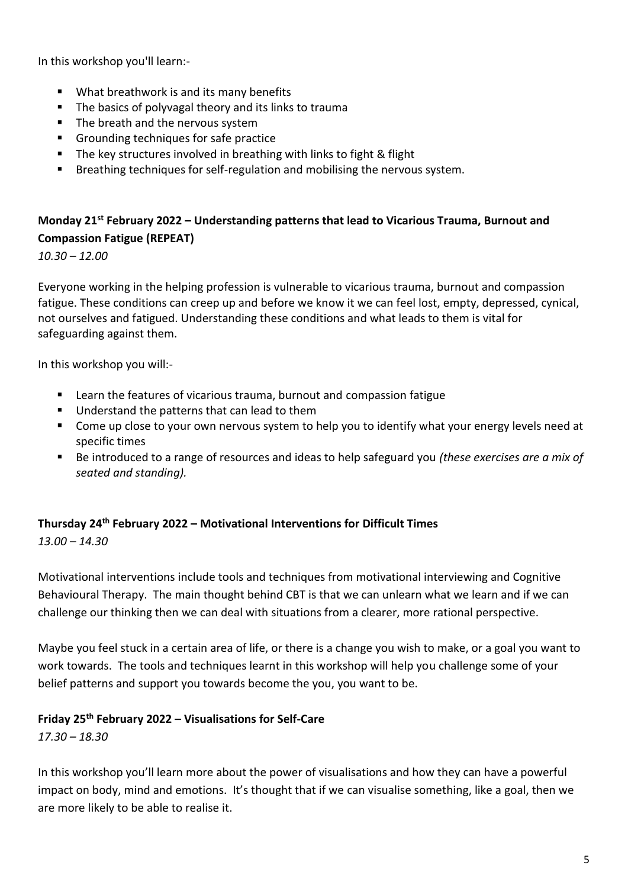In this workshop you'll learn:-

- What breathwork is and its many benefits
- The basics of polyvagal theory and its links to trauma
- The breath and the nervous system
- Grounding techniques for safe practice
- The key structures involved in breathing with links to fight & flight
- Breathing techniques for self-regulation and mobilising the nervous system.

**Monday 21st February 2022 – Understanding patterns that lead to Vicarious Trauma, Burnout and Compassion Fatigue (REPEAT)**

*10.30 – 12.00*

Everyone working in the helping profession is vulnerable to vicarious trauma, burnout and compassion fatigue. These conditions can creep up and before we know it we can feel lost, empty, depressed, cynical, not ourselves and fatigued. Understanding these conditions and what leads to them is vital for safeguarding against them.

In this workshop you will:-

- Learn the features of vicarious trauma, burnout and compassion fatigue
- Understand the patterns that can lead to them
- Come up close to your own nervous system to help you to identify what your energy levels need at specific times
- Be introduced to a range of resources and ideas to help safeguard you *(these exercises are a mix of seated and standing).*

**Thursday 24th February 2022 – Motivational Interventions for Difficult Times**

*13.00 – 14.30*

Motivational interventions include tools and techniques from motivational interviewing and Cognitive Behavioural Therapy. The main thought behind CBT is that we can unlearn what we learn and if we can challenge our thinking then we can deal with situations from a clearer, more rational perspective.

Maybe you feel stuck in a certain area of life, or there is a change you wish to make, or a goal you want to work towards. The tools and techniques learnt in this workshop will help you challenge some of your belief patterns and support you towards become the you, you want to be.

**Friday 25th February 2022 – Visualisations for Self-Care**

*17.30 – 18.30*

In this workshop you'll learn more about the power of visualisations and how they can have a powerful impact on body, mind and emotions. It's thought that if we can visualise something, like a goal, then we are more likely to be able to realise it.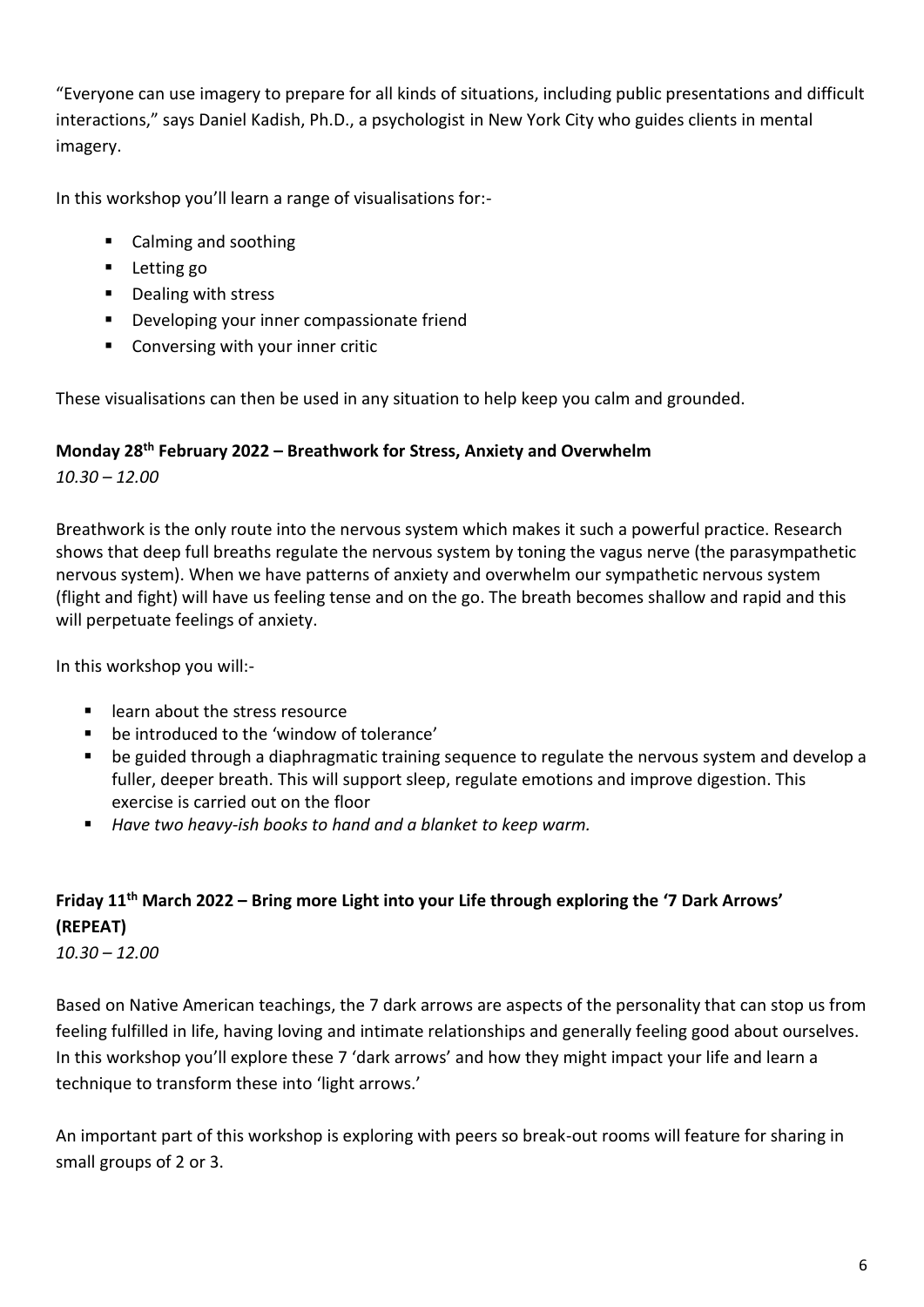"Everyone can use imagery to prepare for all kinds of situations, including public presentations and difficult interactions," says Daniel Kadish, Ph.D., a psychologist in New York City who guides clients in mental imagery.

In this workshop you'll learn a range of visualisations for:-

- Calming and soothing
- Letting go
- Dealing with stress
- Developing your inner compassionate friend
- Conversing with your inner critic

These visualisations can then be used in any situation to help keep you calm and grounded.

**Monday 28th February 2022 – Breathwork for Stress, Anxiety and Overwhelm**

*10.30 – 12.00*

Breathwork is the only route into the nervous system which makes it such a powerful practice. Research shows that deep full breaths regulate the nervous system by toning the vagus nerve (the parasympathetic nervous system). When we have patterns of anxiety and overwhelm our sympathetic nervous system (flight and fight) will have us feeling tense and on the go. The breath becomes shallow and rapid and this will perpetuate feelings of anxiety.

In this workshop you will:-

- learn about the stress resource
- be introduced to the 'window of tolerance'
- be guided through a diaphragmatic training sequence to regulate the nervous system and develop a fuller, deeper breath. This will support sleep, regulate emotions and improve digestion. This exercise is carried out on the floor
- *Have two heavy-ish books to hand and a blanket to keep warm.*

**Friday 11th March 2022 – Bring more Light into your Life through exploring the '7 Dark Arrows' (REPEAT)**

*10.30 – 12.00*

Based on Native American teachings, the 7 dark arrows are aspects of the personality that can stop us from feeling fulfilled in life, having loving and intimate relationships and generally feeling good about ourselves. In this workshop you'll explore these 7 'dark arrows' and how they might impact your life and learn a technique to transform these into 'light arrows.'

An important part of this workshop is exploring with peers so break-out rooms will feature for sharing in small groups of 2 or 3.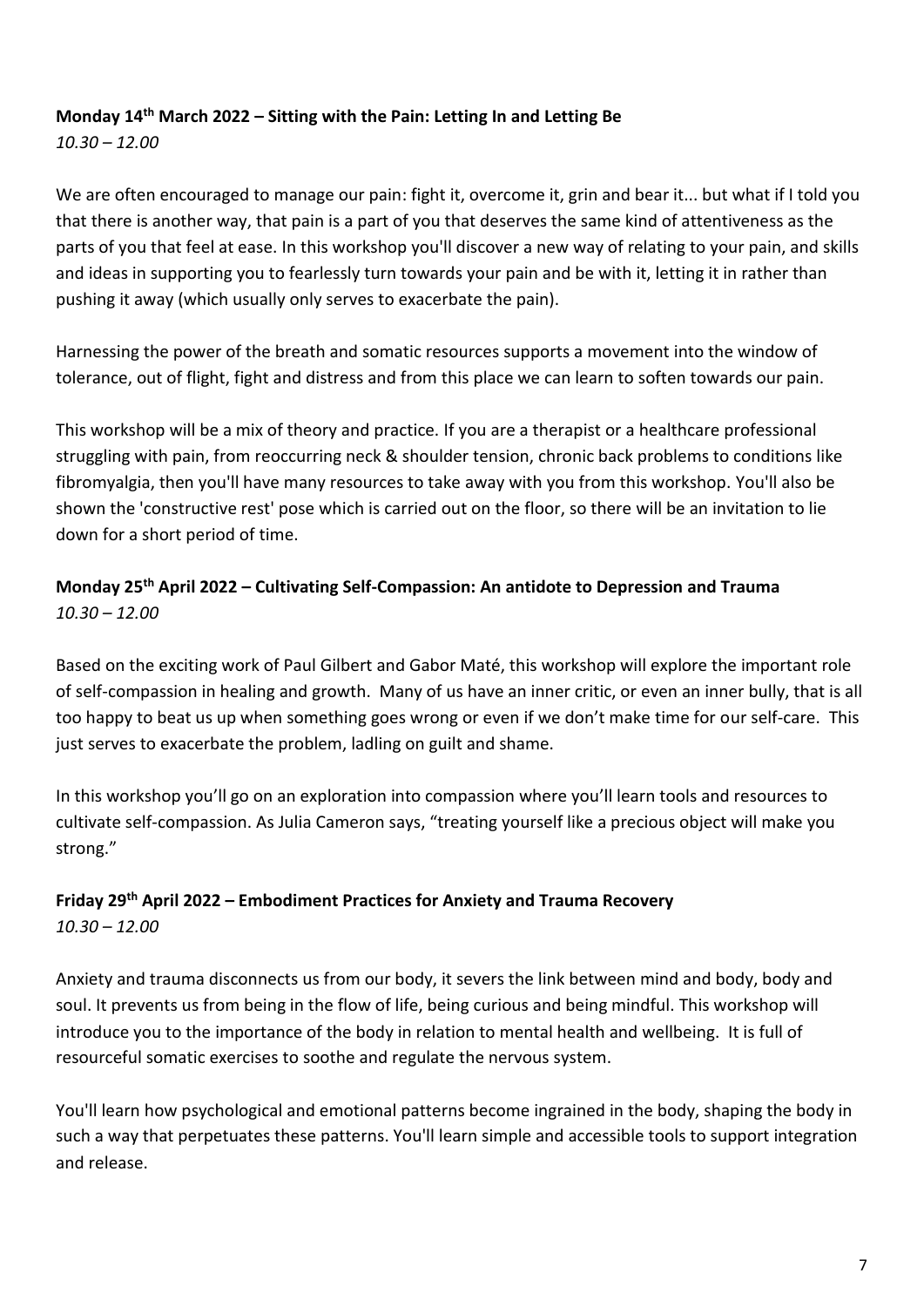**Monday 14th March 2022 – Sitting with the Pain: Letting In and Letting Be**
*10.30 – 12.00*

We are often encouraged to manage our pain: fight it, overcome it, grin and bear it... but what if I told you that there is another way, that pain is a part of you that deserves the same kind of attentiveness as the parts of you that feel at ease. In this workshop you'll discover a new way of relating to your pain, and skills and ideas in supporting you to fearlessly turn towards your pain and be with it, letting it in rather than pushing it away (which usually only serves to exacerbate the pain).

Harnessing the power of the breath and somatic resources supports a movement into the window of tolerance, out of flight, fight and distress and from this place we can learn to soften towards our pain.

This workshop will be a mix of theory and practice. If you are a therapist or a healthcare professional struggling with pain, from reoccurring neck & shoulder tension, chronic back problems to conditions like fibromyalgia, then you'll have many resources to take away with you from this workshop. You'll also be shown the 'constructive rest' pose which is carried out on the floor, so there will be an invitation to lie down for a short period of time.

**Monday 25th April 2022 – Cultivating Self-Compassion: An antidote to Depression and Trauma**
*10.30 – 12.00*

Based on the exciting work of Paul Gilbert and Gabor Maté, this workshop will explore the important role of self-compassion in healing and growth. Many of us have an inner critic, or even an inner bully, that is all too happy to beat us up when something goes wrong or even if we don't make time for our self-care. This just serves to exacerbate the problem, ladling on guilt and shame.

In this workshop you'll go on an exploration into compassion where you'll learn tools and resources to cultivate self-compassion. As Julia Cameron says, "treating yourself like a precious object will make you strong."

**Friday 29th April 2022 – Embodiment Practices for Anxiety and Trauma Recovery**
*10.30 – 12.00*

Anxiety and trauma disconnects us from our body, it severs the link between mind and body, body and soul. It prevents us from being in the flow of life, being curious and being mindful. This workshop will introduce you to the importance of the body in relation to mental health and wellbeing. It is full of resourceful somatic exercises to soothe and regulate the nervous system.

You'll learn how psychological and emotional patterns become ingrained in the body, shaping the body in such a way that perpetuates these patterns. You'll learn simple and accessible tools to support integration and release.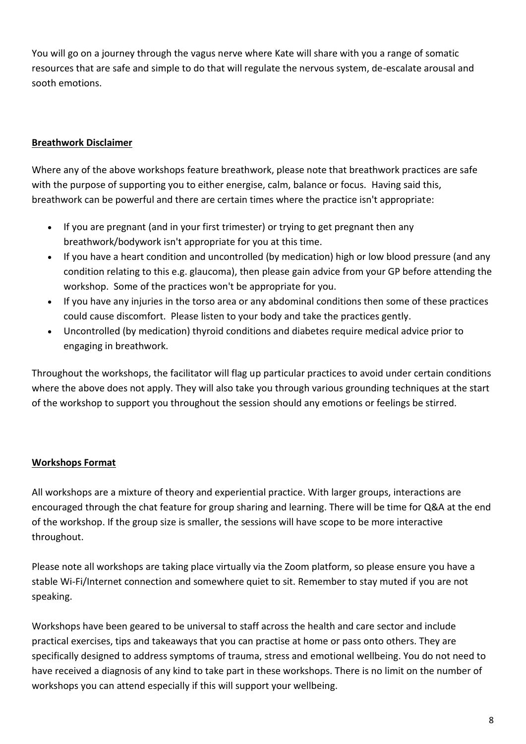You will go on a journey through the vagus nerve where Kate will share with you a range of somatic resources that are safe and simple to do that will regulate the nervous system, de-escalate arousal and sooth emotions.

**Breathwork Disclaimer**

Where any of the above workshops feature breathwork, please note that breathwork practices are safe with the purpose of supporting you to either energise, calm, balance or focus. Having said this, breathwork can be powerful and there are certain times where the practice isn't appropriate:

- If you are pregnant (and in your first trimester) or trying to get pregnant then any breathwork/bodywork isn't appropriate for you at this time.
- If you have a heart condition and uncontrolled (by medication) high or low blood pressure (and any condition relating to this e.g. glaucoma), then please gain advice from your GP before attending the workshop. Some of the practices won't be appropriate for you.
- If you have any injuries in the torso area or any abdominal conditions then some of these practices could cause discomfort. Please listen to your body and take the practices gently.
- Uncontrolled (by medication) thyroid conditions and diabetes require medical advice prior to engaging in breathwork.

Throughout the workshops, the facilitator will flag up particular practices to avoid under certain conditions where the above does not apply. They will also take you through various grounding techniques at the start of the workshop to support you throughout the session should any emotions or feelings be stirred.

**Workshops Format**

All workshops are a mixture of theory and experiential practice. With larger groups, interactions are encouraged through the chat feature for group sharing and learning. There will be time for Q&A at the end of the workshop. If the group size is smaller, the sessions will have scope to be more interactive throughout.

Please note all workshops are taking place virtually via the Zoom platform, so please ensure you have a stable Wi-Fi/Internet connection and somewhere quiet to sit. Remember to stay muted if you are not speaking.

Workshops have been geared to be universal to staff across the health and care sector and include practical exercises, tips and takeaways that you can practise at home or pass onto others. They are specifically designed to address symptoms of trauma, stress and emotional wellbeing. You do not need to have received a diagnosis of any kind to take part in these workshops. There is no limit on the number of workshops you can attend especially if this will support your wellbeing.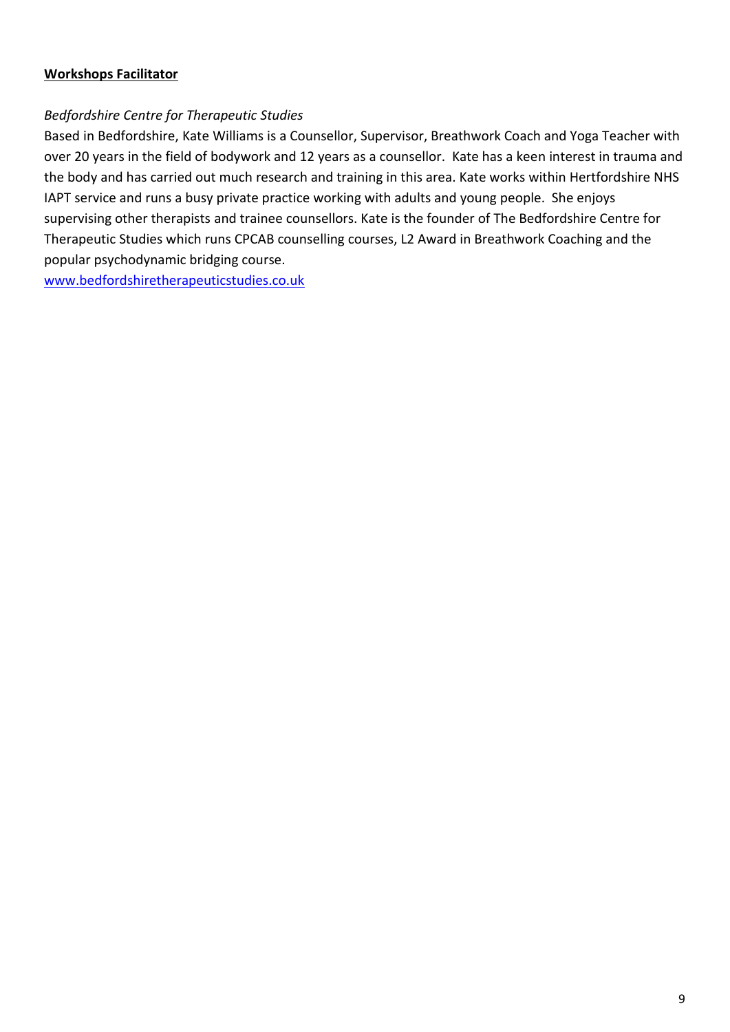**Workshops Facilitator**

*Bedfordshire Centre for Therapeutic Studies*

Based in Bedfordshire, Kate Williams is a Counsellor, Supervisor, Breathwork Coach and Yoga Teacher with over 20 years in the field of bodywork and 12 years as a counsellor. Kate has a keen interest in trauma and the body and has carried out much research and training in this area. Kate works within Hertfordshire NHS IAPT service and runs a busy private practice working with adults and young people. She enjoys supervising other therapists and trainee counsellors. Kate is the founder of The Bedfordshire Centre for Therapeutic Studies which runs CPCAB counselling courses, L2 Award in Breathwork Coaching and the popular psychodynamic bridging course.

[www.bedfordshiretherapeuticstudies.co.uk](http://www.bedfordshiretherapeuticstudies.co.uk)